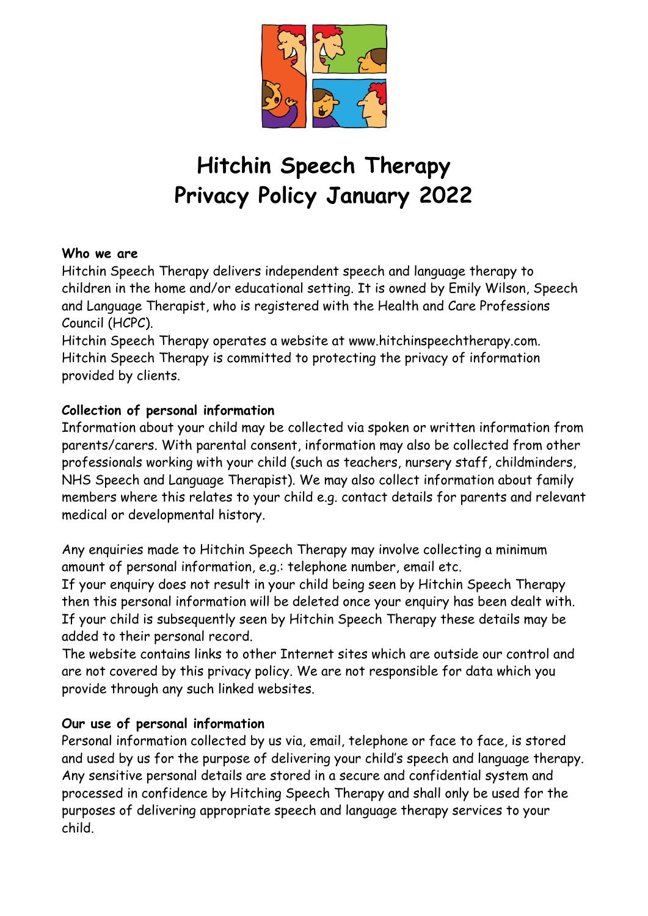# Hitchin Speech Therapy
# Privacy Policy January 2022

**Who we are**
Hitchin Speech Therapy delivers independent speech and language therapy to children in the home and/or educational setting. It is owned by Emily Wilson, Speech and Language Therapist, who is registered with the Health and Care Professions Council (HCPC).
Hitchin Speech Therapy operates a website at www.hitchinspeechtherapy.com. Hitchin Speech Therapy is committed to protecting the privacy of information provided by clients.

**Collection of personal information**
Information about your child may be collected via spoken or written information from parents/carers. With parental consent, information may also be collected from other professionals working with your child (such as teachers, nursery staff, childminders, NHS Speech and Language Therapist). We may also collect information about family members where this relates to your child e.g. contact details for parents and relevant medical or developmental history.

Any enquiries made to Hitchin Speech Therapy may involve collecting a minimum amount of personal information, e.g.: telephone number, email etc.
If your enquiry does not result in your child being seen by Hitchin Speech Therapy then this personal information will be deleted once your enquiry has been dealt with. If your child is subsequently seen by Hitchin Speech Therapy these details may be added to their personal record.
The website contains links to other Internet sites which are outside our control and are not covered by this privacy policy. We are not responsible for data which you provide through any such linked websites.

**Our use of personal information**
Personal information collected by us via, email, telephone or face to face, is stored and used by us for the purpose of delivering your child's speech and language therapy. Any sensitive personal details are stored in a secure and confidential system and processed in confidence by Hitching Speech Therapy and shall only be used for the purposes of delivering appropriate speech and language therapy services to your child.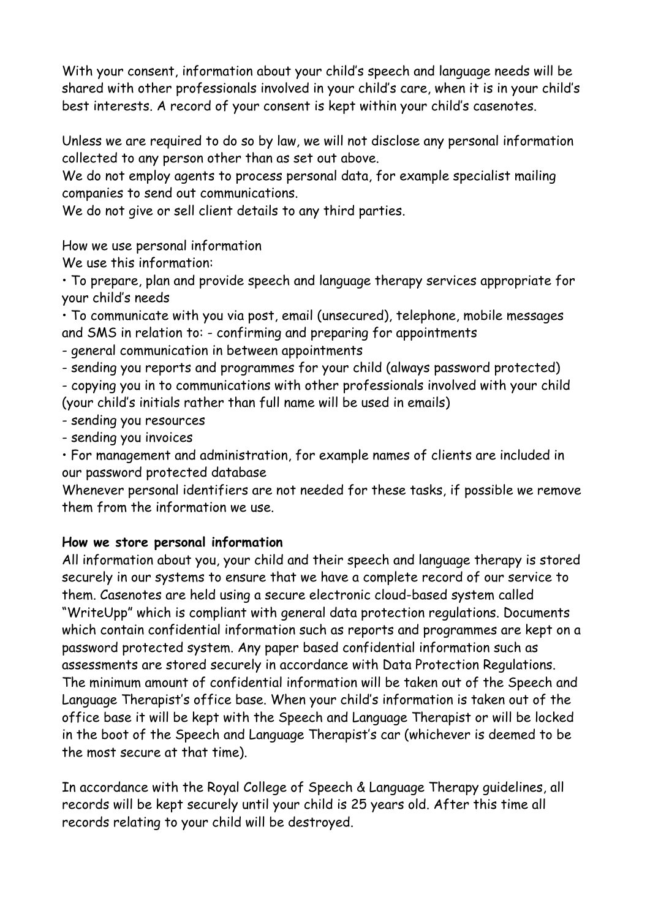With your consent, information about your child's speech and language needs will be shared with other professionals involved in your child's care, when it is in your child's best interests. A record of your consent is kept within your child's casenotes.

Unless we are required to do so by law, we will not disclose any personal information collected to any person other than as set out above.
We do not employ agents to process personal data, for example specialist mailing companies to send out communications.
We do not give or sell client details to any third parties.

How we use personal information
We use this information:

- To prepare, plan and provide speech and language therapy services appropriate for your child's needs
- To communicate with you via post, email (unsecured), telephone, mobile messages and SMS in relation to: - confirming and preparing for appointments
  - general communication in between appointments
  - sending you reports and programmes for your child (always password protected)
  - copying you in to communications with other professionals involved with your child (your child's initials rather than full name will be used in emails)
  - sending you resources
  - sending you invoices
- For management and administration, for example names of clients are included in our password protected database

Whenever personal identifiers are not needed for these tasks, if possible we remove them from the information we use.

**How we store personal information**
All information about you, your child and their speech and language therapy is stored securely in our systems to ensure that we have a complete record of our service to them. Casenotes are held using a secure electronic cloud-based system called "WriteUpp" which is compliant with general data protection regulations. Documents which contain confidential information such as reports and programmes are kept on a password protected system. Any paper based confidential information such as assessments are stored securely in accordance with Data Protection Regulations. The minimum amount of confidential information will be taken out of the Speech and Language Therapist's office base. When your child's information is taken out of the office base it will be kept with the Speech and Language Therapist or will be locked in the boot of the Speech and Language Therapist's car (whichever is deemed to be the most secure at that time).

In accordance with the Royal College of Speech & Language Therapy guidelines, all records will be kept securely until your child is 25 years old. After this time all records relating to your child will be destroyed.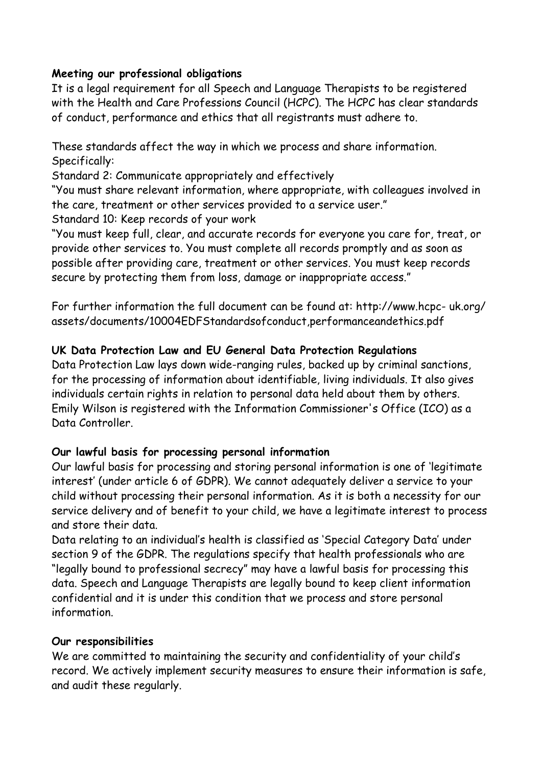**Meeting our professional obligations**

It is a legal requirement for all Speech and Language Therapists to be registered with the Health and Care Professions Council (HCPC). The HCPC has clear standards of conduct, performance and ethics that all registrants must adhere to.

These standards affect the way in which we process and share information. Specifically:

Standard 2: Communicate appropriately and effectively

"You must share relevant information, where appropriate, with colleagues involved in the care, treatment or other services provided to a service user."

Standard 10: Keep records of your work

"You must keep full, clear, and accurate records for everyone you care for, treat, or provide other services to. You must complete all records promptly and as soon as possible after providing care, treatment or other services. You must keep records secure by protecting them from loss, damage or inappropriate access."

For further information the full document can be found at: http://www.hcpc- uk.org/assets/documents/10004EDFStandardsofconduct,performanceandethics.pdf

**UK Data Protection Law and EU General Data Protection Regulations**

Data Protection Law lays down wide-ranging rules, backed up by criminal sanctions, for the processing of information about identifiable, living individuals. It also gives individuals certain rights in relation to personal data held about them by others. Emily Wilson is registered with the Information Commissioner's Office (ICO) as a Data Controller.

**Our lawful basis for processing personal information**

Our lawful basis for processing and storing personal information is one of 'legitimate interest' (under article 6 of GDPR). We cannot adequately deliver a service to your child without processing their personal information. As it is both a necessity for our service delivery and of benefit to your child, we have a legitimate interest to process and store their data.

Data relating to an individual's health is classified as 'Special Category Data' under section 9 of the GDPR. The regulations specify that health professionals who are "legally bound to professional secrecy" may have a lawful basis for processing this data. Speech and Language Therapists are legally bound to keep client information confidential and it is under this condition that we process and store personal information.

**Our responsibilities**

We are committed to maintaining the security and confidentiality of your child's record. We actively implement security measures to ensure their information is safe, and audit these regularly.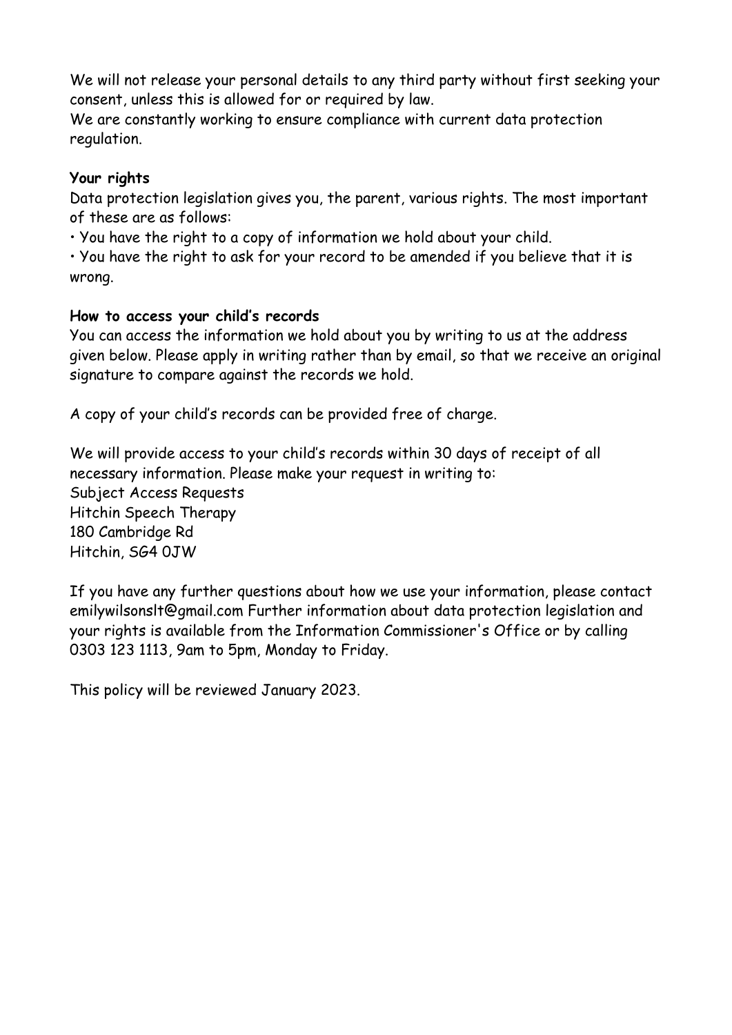We will not release your personal details to any third party without first seeking your consent, unless this is allowed for or required by law.
We are constantly working to ensure compliance with current data protection regulation.

**Your rights**

Data protection legislation gives you, the parent, various rights. The most important of these are as follows:

- You have the right to a copy of information we hold about your child.
- You have the right to ask for your record to be amended if you believe that it is wrong.

**How to access your child's records**

You can access the information we hold about you by writing to us at the address given below. Please apply in writing rather than by email, so that we receive an original signature to compare against the records we hold.

A copy of your child's records can be provided free of charge.

We will provide access to your child's records within 30 days of receipt of all necessary information. Please make your request in writing to:
Subject Access Requests
Hitchin Speech Therapy
180 Cambridge Rd
Hitchin, SG4 0JW

If you have any further questions about how we use your information, please contact emilywilsonslt@gmail.com Further information about data protection legislation and your rights is available from the Information Commissioner's Office or by calling 0303 123 1113, 9am to 5pm, Monday to Friday.

This policy will be reviewed January 2023.